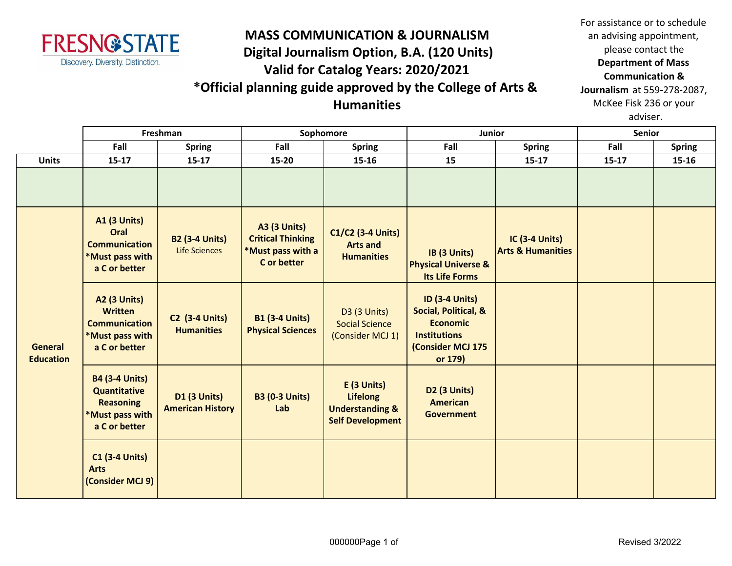# MASS COMMUNICATION & JOURNALISM
## Digital Journalism Option, B.A. (120 Units)
## Valid for Catalog Years: 2020/2021
## *Official planning guide approved by the College of Arts & Humanities

For assistance or to schedule an advising appointment, please contact the **Department of Mass Communication & Journalism** at 559-278-2087, McKee Fisk 236 or your adviser.

| | Freshman | | Sophomore | | Junior | | Senior | |
|---|---|---|---|---|---|---|---|---|
| | Fall | Spring | Fall | Spring | Fall | Spring | Fall | Spring |
| **Units** | 15-17 | 15-17 | 15-20 | 15-16 | 15 | 15-17 | 15-17 | 15-16 |
| | | | | | | | | |
| **General Education** | **A1 (3 Units) Oral Communication *Must pass with a C or better** | **B2 (3-4 Units)** Life Sciences | **A3 (3 Units) Critical Thinking *Must pass with a C or better** | **C1/C2 (3-4 Units) Arts and Humanities** | **IB (3 Units) Physical Universe & Its Life Forms** | **IC (3-4 Units) Arts & Humanities** | | |
| | **A2 (3 Units) Written Communication *Must pass with a C or better** | **C2 (3-4 Units) Humanities** | **B1 (3-4 Units) Physical Sciences** | D3 (3 Units) Social Science (Consider MCJ 1) | **ID (3-4 Units) Social, Political, & Economic Institutions (Consider MCJ 175 or 179)** | | | |
| | **B4 (3-4 Units) Quantitative Reasoning *Must pass with a C or better** | **D1 (3 Units) American History** | **B3 (0-3 Units) Lab** | **E (3 Units) Lifelong Understanding & Self Development** | **D2 (3 Units) American Government** | | | |
| | **C1 (3-4 Units) Arts (Consider MCJ 9)** | | | | | | | |

Revised 3/2022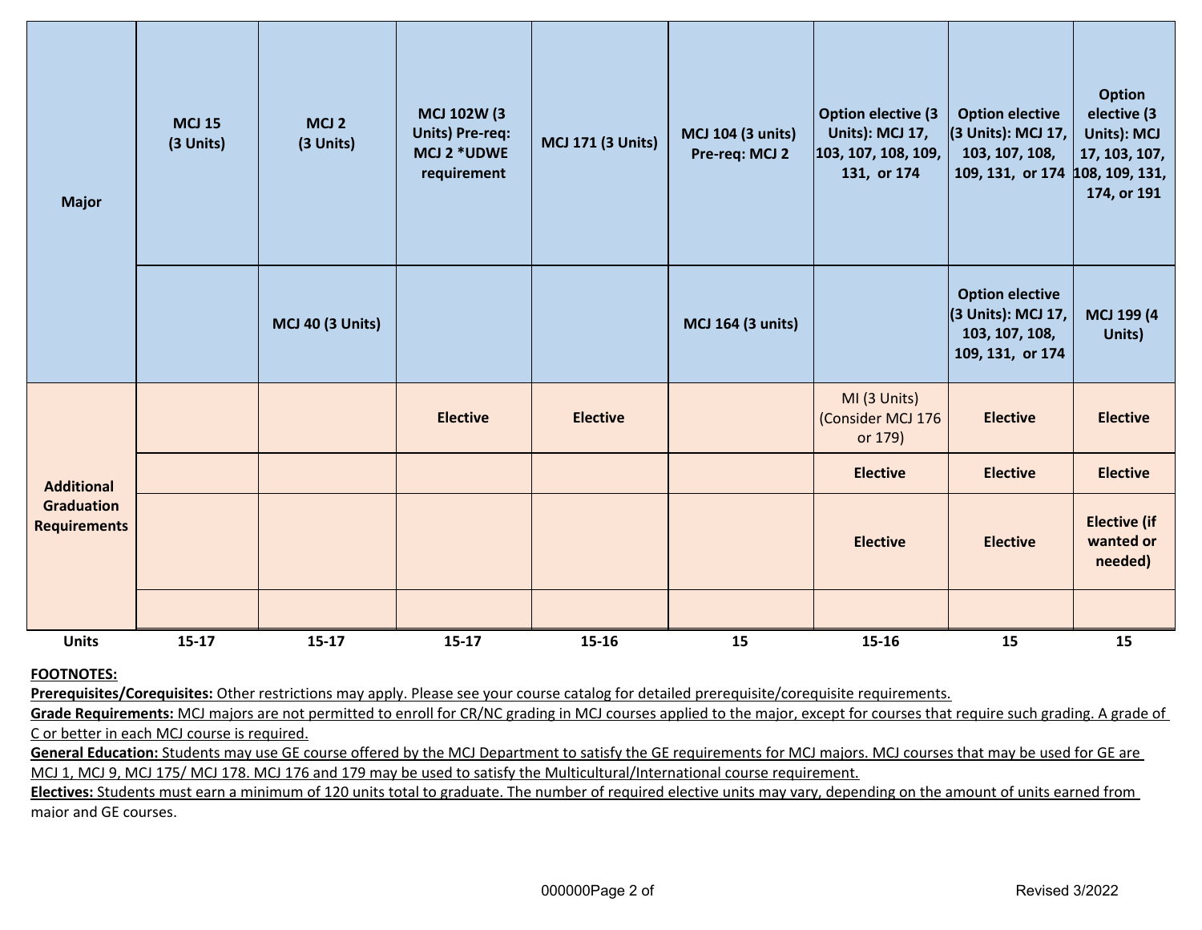| | | | | | | | | |
|---|---|---|---|---|---|---|---|---|
| **Major** | **MCJ 15 (3 Units)** | **MCJ 2 (3 Units)** | **MCJ 102W (3 Units) Pre-req: MCJ 2 *UDWE requirement** | **MCJ 171 (3 Units)** | **MCJ 104 (3 units) Pre-req: MCJ 2** | **Option elective (3 Units): MCJ 17, 103, 107, 108, 109, 131, or 174** | **Option elective (3 Units): MCJ 17, 103, 107, 108, 109, 131, or 174** | **Option elective (3 Units): MCJ 17, 103, 107, 108, 109, 131, 174, or 191** |
| | | **MCJ 40 (3 Units)** | | | **MCJ 164 (3 units)** | | **Option elective (3 Units): MCJ 17, 103, 107, 108, 109, 131, or 174** | **MCJ 199 (4 Units)** |
| **Additional Graduation Requirements** | | | **Elective** | **Elective** | | MI (3 Units) (Consider MCJ 176 or 179) | **Elective** | **Elective** |
| | | | | | | **Elective** | **Elective** | **Elective** |
| | | | | | | **Elective** | **Elective** | **Elective (if wanted or needed)** |
| | | | | | | | | |
| **Units** | **15-17** | **15-17** | **15-17** | **15-16** | **15** | **15-16** | **15** | **15** |

**FOOTNOTES:**

**Prerequisites/Corequisites:** Other restrictions may apply. Please see your course catalog for detailed prerequisite/corequisite requirements.

**Grade Requirements:** MCJ majors are not permitted to enroll for CR/NC grading in MCJ courses applied to the major, except for courses that require such grading. A grade of C or better in each MCJ course is required.

**General Education:** Students may use GE course offered by the MCJ Department to satisfy the GE requirements for MCJ majors. MCJ courses that may be used for GE are MCJ 1, MCJ 9, MCJ 175/ MCJ 178. MCJ 176 and 179 may be used to satisfy the Multicultural/International course requirement.

**Electives:** Students must earn a minimum of 120 units total to graduate. The number of required elective units may vary, depending on the amount of units earned from major and GE courses.

Revised 3/2022